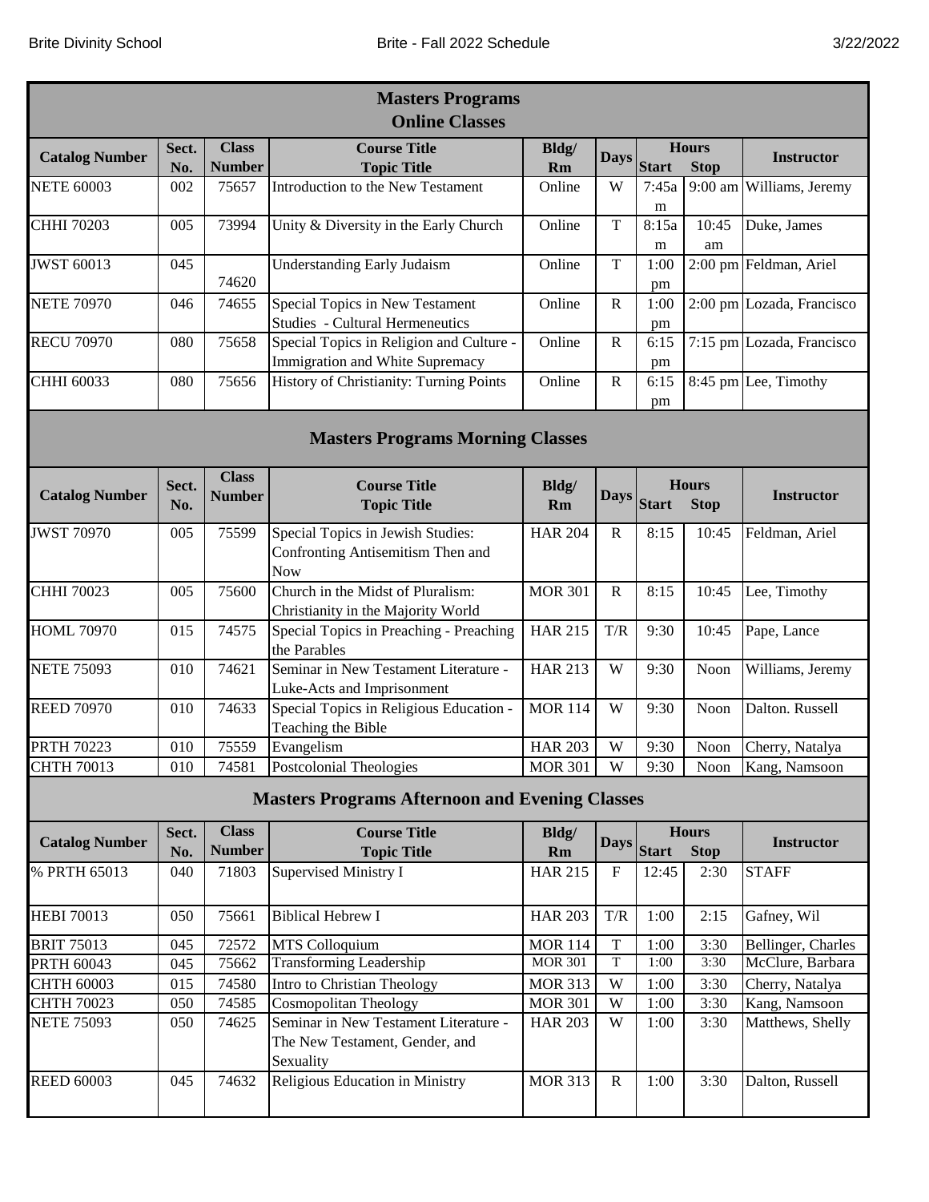## Masters Programs
## Online Classes

| Catalog Number | Sect. No. | Class Number | Course Title Topic Title | Bldg/ Rm | Days | Hours Start | Hours Stop | Instructor |
|---|---|---|---|---|---|---|---|---|
| NETE 60003 | 002 | 75657 | Introduction to the New Testament | Online | W | 7:45am | 9:00 am | Williams, Jeremy |
| CHHI 70203 | 005 | 73994 | Unity & Diversity in the Early Church | Online | T | 8:15am | 10:45 am | Duke, James |
| JWST 60013 | 045 | 74620 | Understanding Early Judaism | Online | T | 1:00 pm | 2:00 pm | Feldman, Ariel |
| NETE 70970 | 046 | 74655 | Special Topics in New Testament Studies - Cultural Hermeneutics | Online | R | 1:00 pm | 2:00 pm | Lozada, Francisco |
| RECU 70970 | 080 | 75658 | Special Topics in Religion and Culture - Immigration and White Supremacy | Online | R | 6:15 pm | 7:15 pm | Lozada, Francisco |
| CHHI 60033 | 080 | 75656 | History of Christianity: Turning Points | Online | R | 6:15 pm | 8:45 pm | Lee, Timothy |

## Masters Programs Morning Classes

| Catalog Number | Sect. No. | Class Number | Course Title Topic Title | Bldg/ Rm | Days | Hours Start | Hours Stop | Instructor |
|---|---|---|---|---|---|---|---|---|
| JWST 70970 | 005 | 75599 | Special Topics in Jewish Studies: Confronting Antisemitism Then and Now | HAR 204 | R | 8:15 | 10:45 | Feldman, Ariel |
| CHHI 70023 | 005 | 75600 | Church in the Midst of Pluralism: Christianity in the Majority World | MOR 301 | R | 8:15 | 10:45 | Lee, Timothy |
| HOML 70970 | 015 | 74575 | Special Topics in Preaching - Preaching the Parables | HAR 215 | T/R | 9:30 | 10:45 | Pape, Lance |
| NETE 75093 | 010 | 74621 | Seminar in New Testament Literature - Luke-Acts and Imprisonment | HAR 213 | W | 9:30 | Noon | Williams, Jeremy |
| REED 70970 | 010 | 74633 | Special Topics in Religious Education - Teaching the Bible | MOR 114 | W | 9:30 | Noon | Dalton. Russell |
| PRTH 70223 | 010 | 75559 | Evangelism | HAR 203 | W | 9:30 | Noon | Cherry, Natalya |
| CHTH 70013 | 010 | 74581 | Postcolonial Theologies | MOR 301 | W | 9:30 | Noon | Kang, Namsoon |

## Masters Programs Afternoon and Evening Classes

| Catalog Number | Sect. No. | Class Number | Course Title Topic Title | Bldg/ Rm | Days | Hours Start | Hours Stop | Instructor |
|---|---|---|---|---|---|---|---|---|
| % PRTH 65013 | 040 | 71803 | Supervised Ministry I | HAR 215 | F | 12:45 | 2:30 | STAFF |
| HEBI 70013 | 050 | 75661 | Biblical Hebrew I | HAR 203 | T/R | 1:00 | 2:15 | Gafney, Wil |
| BRIT 75013 | 045 | 72572 | MTS Colloquium | MOR 114 | T | 1:00 | 3:30 | Bellinger, Charles |
| PRTH 60043 | 045 | 75662 | Transforming Leadership | MOR 301 | T | 1:00 | 3:30 | McClure, Barbara |
| CHTH 60003 | 015 | 74580 | Intro to Christian Theology | MOR 313 | W | 1:00 | 3:30 | Cherry, Natalya |
| CHTH 70023 | 050 | 74585 | Cosmopolitan Theology | MOR 301 | W | 1:00 | 3:30 | Kang, Namsoon |
| NETE 75093 | 050 | 74625 | Seminar in New Testament Literature - The New Testament, Gender, and Sexuality | HAR 203 | W | 1:00 | 3:30 | Matthews, Shelly |
| REED 60003 | 045 | 74632 | Religious Education in Ministry | MOR 313 | R | 1:00 | 3:30 | Dalton, Russell |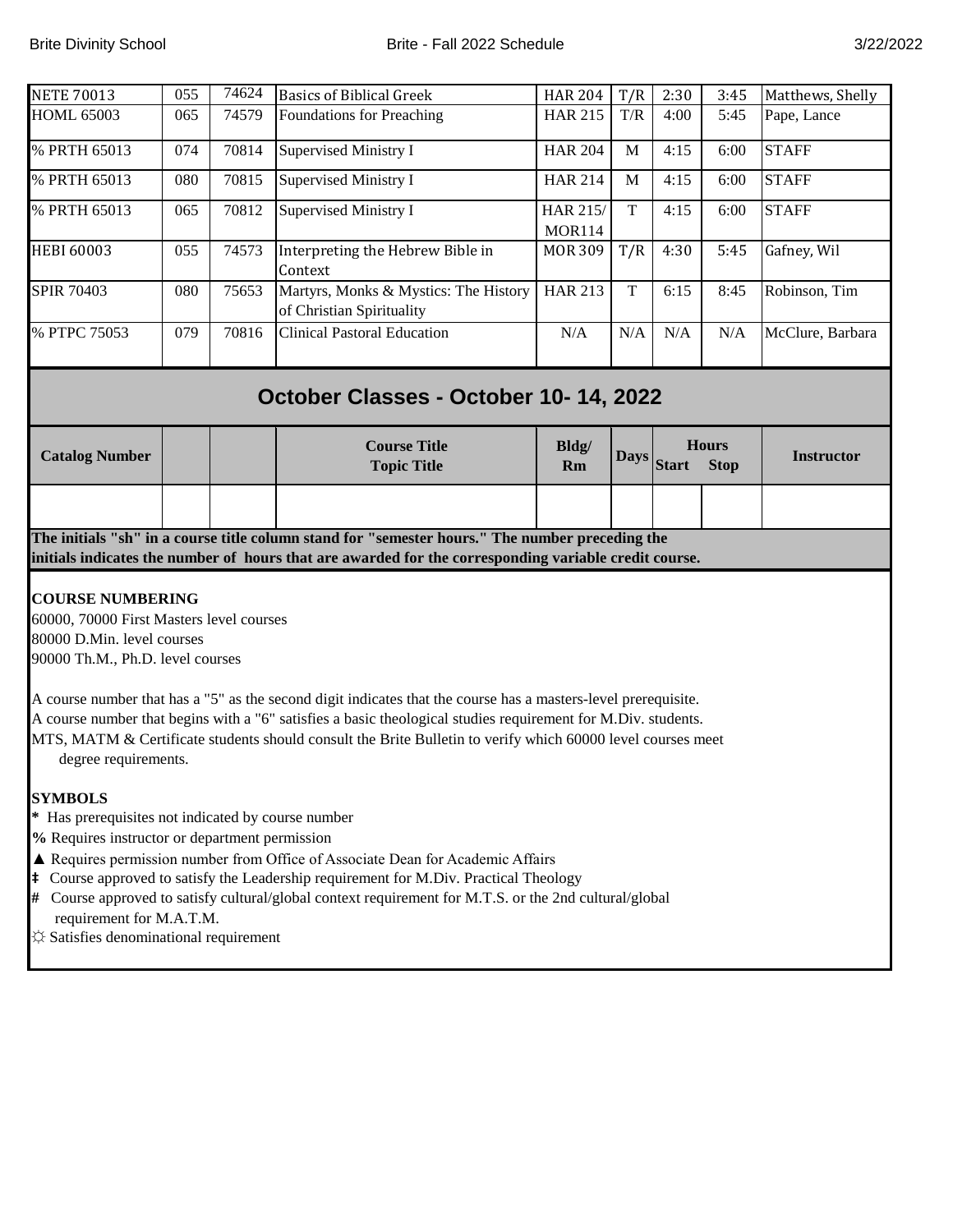| | | | | | | | | |
|---|---|---|---|---|---|---|---|---|
| NETE 70013 | 055 | 74624 | Basics of Biblical Greek | HAR 204 | T/R | 2:30 | 3:45 | Matthews, Shelly |
| HOML 65003 | 065 | 74579 | Foundations for Preaching | HAR 215 | T/R | 4:00 | 5:45 | Pape, Lance |
| % PRTH 65013 | 074 | 70814 | Supervised Ministry I | HAR 204 | M | 4:15 | 6:00 | STAFF |
| % PRTH 65013 | 080 | 70815 | Supervised Ministry I | HAR 214 | M | 4:15 | 6:00 | STAFF |
| % PRTH 65013 | 065 | 70812 | Supervised Ministry I | HAR 215/ MOR114 | T | 4:15 | 6:00 | STAFF |
| HEBI 60003 | 055 | 74573 | Interpreting the Hebrew Bible in Context | MOR 309 | T/R | 4:30 | 5:45 | Gafney, Wil |
| SPIR 70403 | 080 | 75653 | Martyrs, Monks & Mystics: The History of Christian Spirituality | HAR 213 | T | 6:15 | 8:45 | Robinson, Tim |
| % PTPC 75053 | 079 | 70816 | Clinical Pastoral Education | N/A | N/A | N/A | N/A | McClure, Barbara |

## October Classes - October 10- 14, 2022

| Catalog Number | | | Course Title<br>Topic Title | Bldg/ Rm | Days | Hours<br>Start | <br>Stop | Instructor |
|---|---|---|---|---|---|---|---|---|
| | | | | | | | | |

**The initials "sh" in a course title column stand for "semester hours." The number preceding the initials indicates the number of hours that are awarded for the corresponding variable credit course.**

**COURSE NUMBERING**

60000, 70000 First Masters level courses
80000 D.Min. level courses
90000 Th.M., Ph.D. level courses

A course number that has a "5" as the second digit indicates that the course has a masters-level prerequisite.
A course number that begins with a "6" satisfies a basic theological studies requirement for M.Div. students.
MTS, MATM & Certificate students should consult the Brite Bulletin to verify which 60000 level courses meet degree requirements.

**SYMBOLS**

**\*** Has prerequisites not indicated by course number
**%** Requires instructor or department permission
▲ Requires permission number from Office of Associate Dean for Academic Affairs
‡ Course approved to satisfy the Leadership requirement for M.Div. Practical Theology
**#** Course approved to satisfy cultural/global context requirement for M.T.S. or the 2nd cultural/global requirement for M.A.T.M.
☼ Satisfies denominational requirement